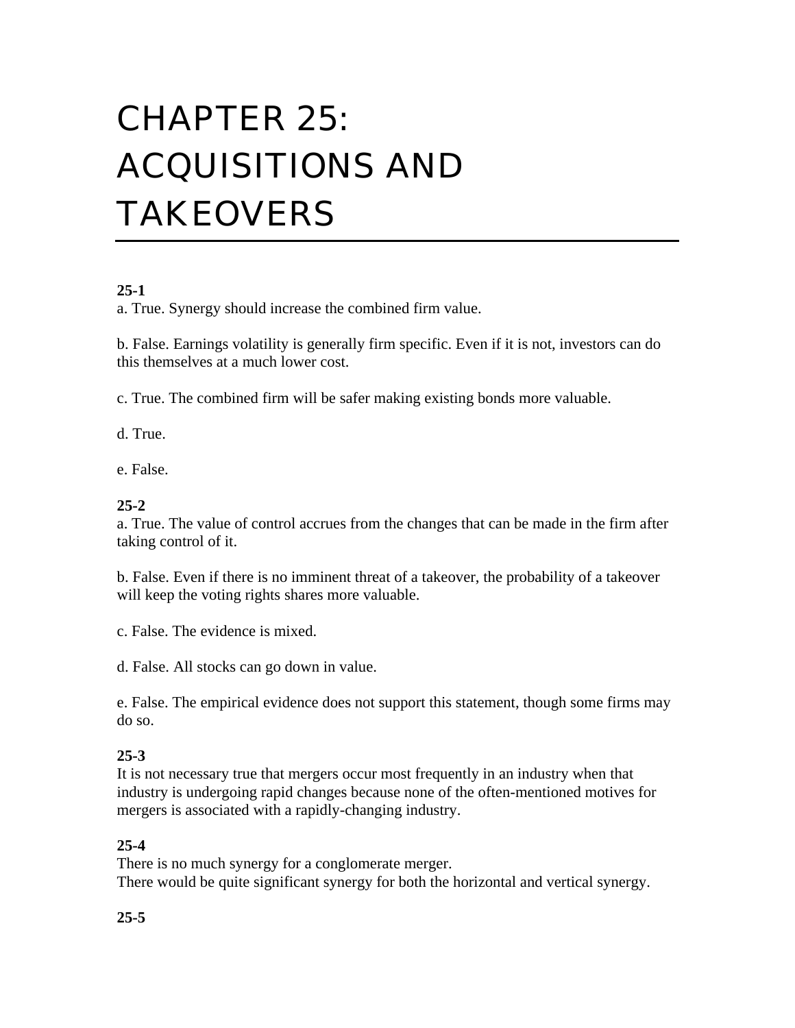# CHAPTER 25: ACQUISITIONS AND TAKEOVERS

**25-1**

a. True. Synergy should increase the combined firm value.

b. False. Earnings volatility is generally firm specific. Even if it is not, investors can do this themselves at a much lower cost.

c. True. The combined firm will be safer making existing bonds more valuable.

d. True.

e. False.

**25-2**

a. True. The value of control accrues from the changes that can be made in the firm after taking control of it.

b. False. Even if there is no imminent threat of a takeover, the probability of a takeover will keep the voting rights shares more valuable.

c. False. The evidence is mixed.

d. False. All stocks can go down in value.

e. False. The empirical evidence does not support this statement, though some firms may do so.

**25-3**

It is not necessary true that mergers occur most frequently in an industry when that industry is undergoing rapid changes because none of the often-mentioned motives for mergers is associated with a rapidly-changing industry.

**25-4**

There is no much synergy for a conglomerate merger.
There would be quite significant synergy for both the horizontal and vertical synergy.

**25-5**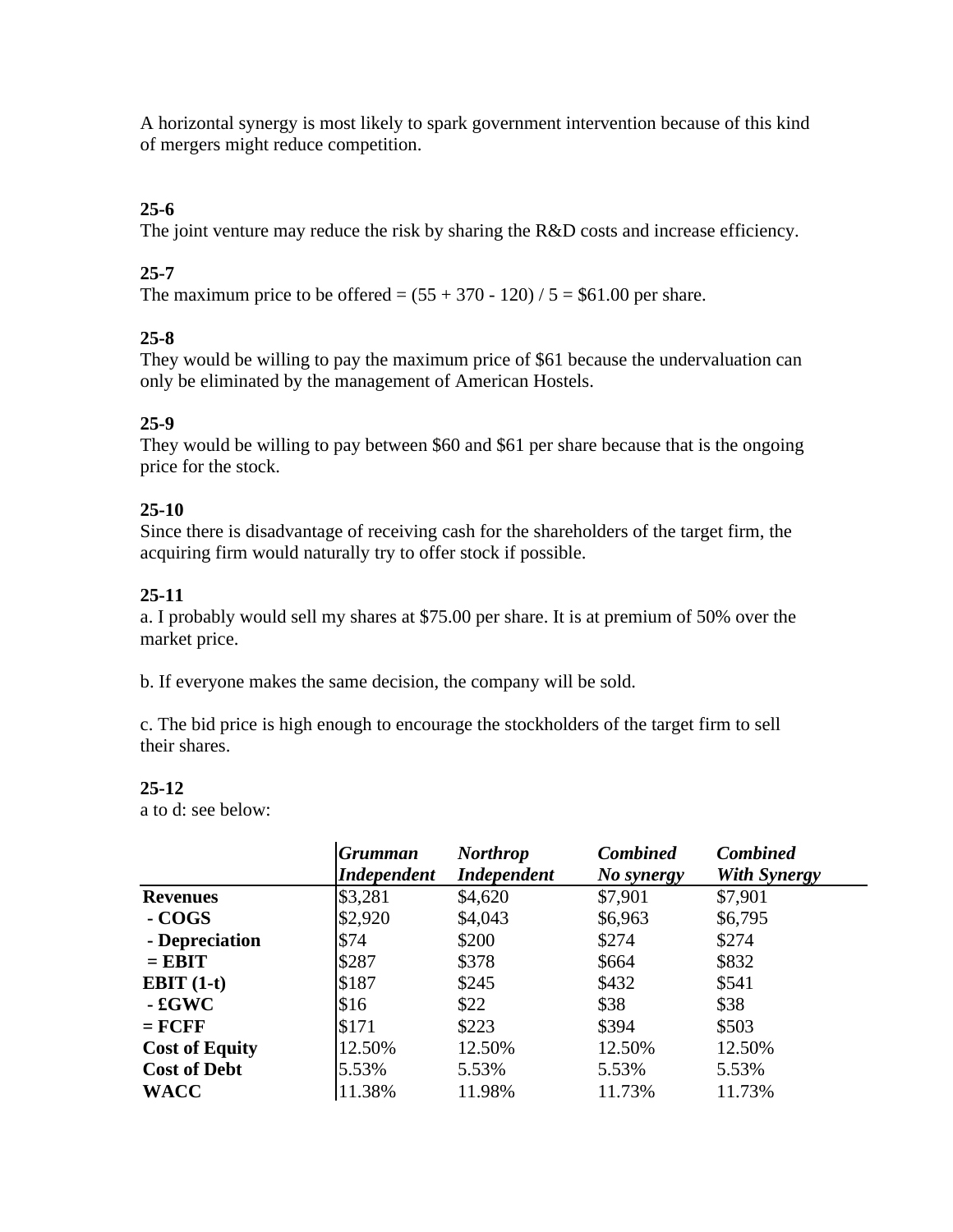A horizontal synergy is most likely to spark government intervention because of this kind of mergers might reduce competition.

**25-6**
The joint venture may reduce the risk by sharing the R&D costs and increase efficiency.

**25-7**
The maximum price to be offered = (55 + 370 - 120) / 5 = $61.00 per share.

**25-8**
They would be willing to pay the maximum price of $61 because the undervaluation can only be eliminated by the management of American Hostels.

**25-9**
They would be willing to pay between $60 and $61 per share because that is the ongoing price for the stock.

**25-10**
Since there is disadvantage of receiving cash for the shareholders of the target firm, the acquiring firm would naturally try to offer stock if possible.

**25-11**
a. I probably would sell my shares at $75.00 per share. It is at premium of 50% over the market price.

b. If everyone makes the same decision, the company will be sold.

c. The bid price is high enough to encourage the stockholders of the target firm to sell their shares.

**25-12**
a to d: see below:

| | ***Grumman Independent*** | ***Northrop Independent*** | ***Combined No synergy*** | ***Combined With Synergy*** |
|---|---|---|---|---|
| **Revenues** | $3,281 | $4,620 | $7,901 | $7,901 |
| **- COGS** | $2,920 | $4,043 | $6,963 | $6,795 |
| **- Depreciation** | $74 | $200 | $274 | $274 |
| **= EBIT** | $287 | $378 | $664 | $832 |
| **EBIT (1-t)** | $187 | $245 | $432 | $541 |
| **- £GWC** | $16 | $22 | $38 | $38 |
| **= FCFF** | $171 | $223 | $394 | $503 |
| **Cost of Equity** | 12.50% | 12.50% | 12.50% | 12.50% |
| **Cost of Debt** | 5.53% | 5.53% | 5.53% | 5.53% |
| **WACC** | 11.38% | 11.98% | 11.73% | 11.73% |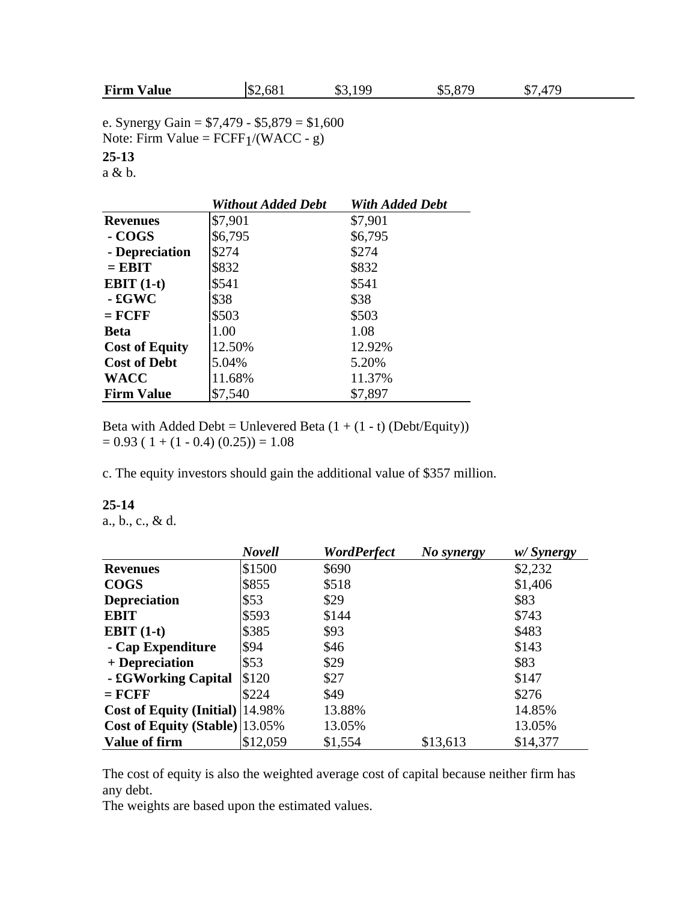| | | | | |
|---|---|---|---|---|
| **Firm Value** | $2,681 | $3,199 | $5,879 | $7,479 |

e. Synergy Gain = $7,479 - $5,879 = $1,600
Note: Firm Value = $FCFF_1/(WACC - g)$

**25-13**
a & b.

| | *Without Added Debt* | *With Added Debt* |
|---|---|---|
| **Revenues** | $7,901 | $7,901 |
| **- COGS** | $6,795 | $6,795 |
| **- Depreciation** | $274 | $274 |
| **= EBIT** | $832 | $832 |
| **EBIT (1-t)** | $541 | $541 |
| **- £GWC** | $38 | $38 |
| **= FCFF** | $503 | $503 |
| **Beta** | 1.00 | 1.08 |
| **Cost of Equity** | 12.50% | 12.92% |
| **Cost of Debt** | 5.04% | 5.20% |
| **WACC** | 11.68% | 11.37% |
| **Firm Value** | $7,540 | $7,897 |

Beta with Added Debt = Unlevered Beta (1 + (1 - t) (Debt/Equity))
= 0.93 ( 1 + (1 - 0.4) (0.25)) = 1.08

c. The equity investors should gain the additional value of $357 million.

**25-14**
a., b., c., & d.

| | *Novell* | *WordPerfect* | *No synergy* | *w/ Synergy* |
|---|---|---|---|---|
| **Revenues** | $1500 | $690 | | $2,232 |
| **COGS** | $855 | $518 | | $1,406 |
| **Depreciation** | $53 | $29 | | $83 |
| **EBIT** | $593 | $144 | | $743 |
| **EBIT (1-t)** | $385 | $93 | | $483 |
| **- Cap Expenditure** | $94 | $46 | | $143 |
| **+ Depreciation** | $53 | $29 | | $83 |
| **- £GWorking Capital** | $120 | $27 | | $147 |
| **= FCFF** | $224 | $49 | | $276 |
| **Cost of Equity (Initial)** | 14.98% | 13.88% | | 14.85% |
| **Cost of Equity (Stable)** | 13.05% | 13.05% | | 13.05% |
| **Value of firm** | $12,059 | $1,554 | $13,613 | $14,377 |

The cost of equity is also the weighted average cost of capital because neither firm has any debt.
The weights are based upon the estimated values.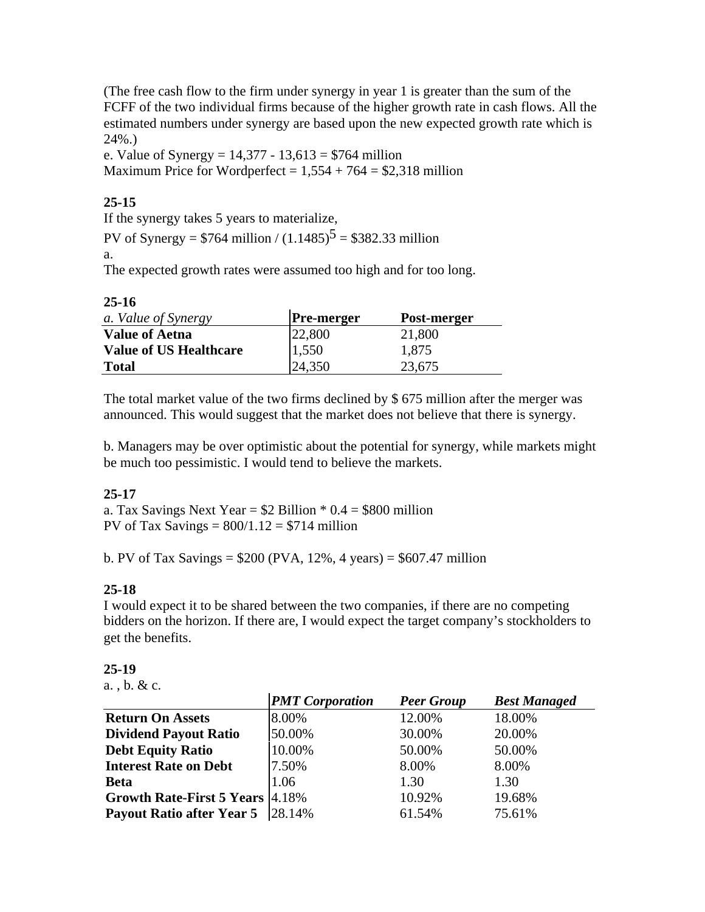(The free cash flow to the firm under synergy in year 1 is greater than the sum of the FCFF of the two individual firms because of the higher growth rate in cash flows. All the estimated numbers under synergy are based upon the new expected growth rate which is 24%.)

e. Value of Synergy = 14,377 - 13,613 = $764 million

Maximum Price for Wordperfect = 1,554 + 764 = $2,318 million

**25-15**

If the synergy takes 5 years to materialize,

PV of Synergy = $764 million / $(1.1485)^5$ = $382.33 million

a.

The expected growth rates were assumed too high and for too long.

**25-16**

| *a. Value of Synergy* | **Pre-merger** | **Post-merger** |
|---|---|---|
| **Value of Aetna** | 22,800 | 21,800 |
| **Value of US Healthcare** | 1,550 | 1,875 |
| **Total** | 24,350 | 23,675 |

The total market value of the two firms declined by $ 675 million after the merger was announced. This would suggest that the market does not believe that there is synergy.

b. Managers may be over optimistic about the potential for synergy, while markets might be much too pessimistic. I would tend to believe the markets.

**25-17**

a. Tax Savings Next Year = $2 Billion * 0.4 = $800 million

PV of Tax Savings = 800/1.12 = $714 million

b. PV of Tax Savings = $200 (PVA, 12%, 4 years) = $607.47 million

**25-18**

I would expect it to be shared between the two companies, if there are no competing bidders on the horizon. If there are, I would expect the target company's stockholders to get the benefits.

**25-19**

a. , b. & c.

| | ***PMT Corporation*** | ***Peer Group*** | ***Best Managed*** |
|---|---|---|---|
| **Return On Assets** | 8.00% | 12.00% | 18.00% |
| **Dividend Payout Ratio** | 50.00% | 30.00% | 20.00% |
| **Debt Equity Ratio** | 10.00% | 50.00% | 50.00% |
| **Interest Rate on Debt** | 7.50% | 8.00% | 8.00% |
| **Beta** | 1.06 | 1.30 | 1.30 |
| **Growth Rate-First 5 Years** | 4.18% | 10.92% | 19.68% |
| **Payout Ratio after Year 5** | 28.14% | 61.54% | 75.61% |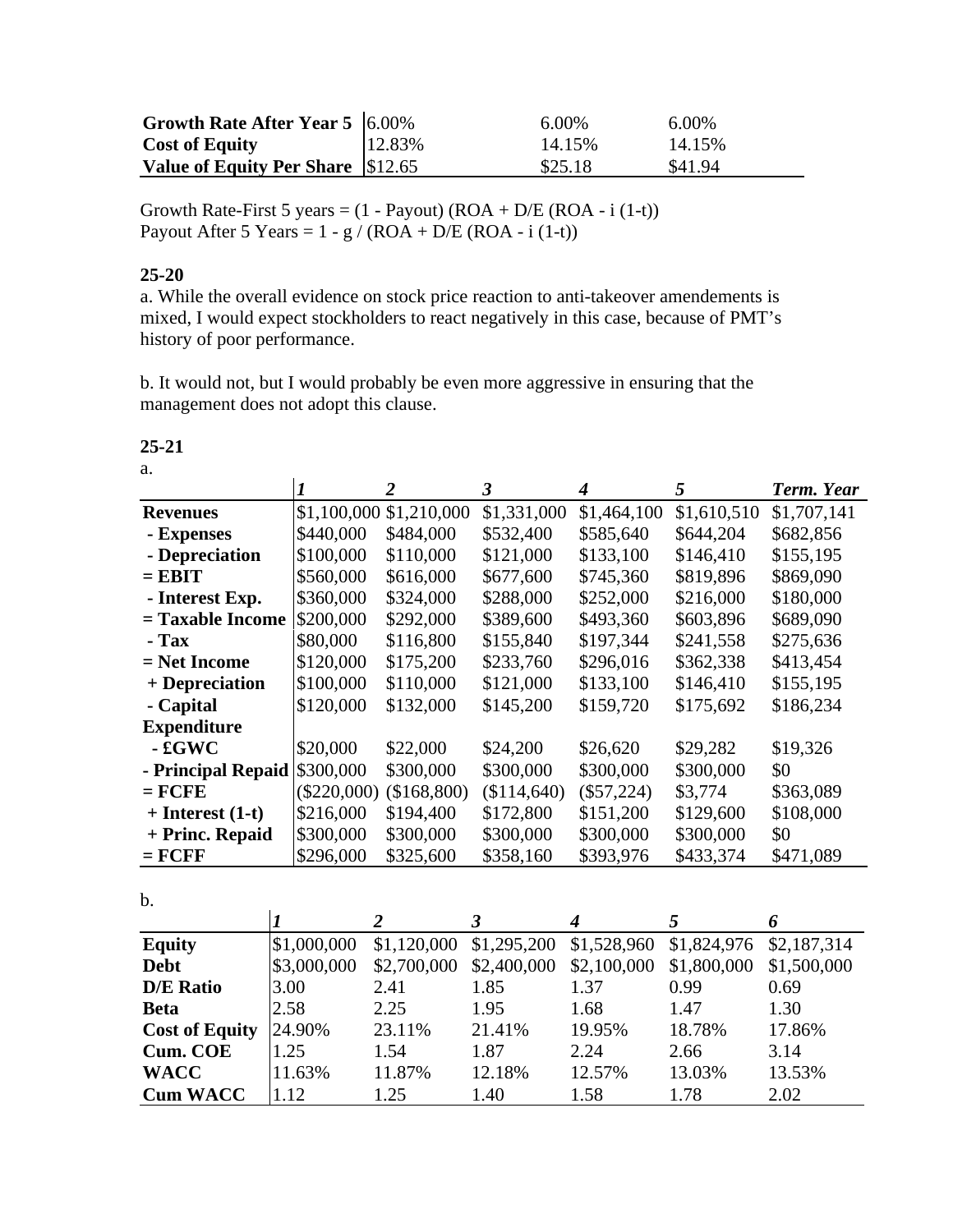| | | | |
|---|---|---|---|
| **Growth Rate After Year 5** | 6.00% | 6.00% | 6.00% |
| **Cost of Equity** | 12.83% | 14.15% | 14.15% |
| **Value of Equity Per Share** | $12.65 | $25.18 | $41.94 |

Growth Rate-First 5 years = (1 - Payout) (ROA + D/E (ROA - i (1-t))
Payout After 5 Years = 1 - g / (ROA + D/E (ROA - i (1-t))

**25-20**

a. While the overall evidence on stock price reaction to anti-takeover amendements is mixed, I would expect stockholders to react negatively in this case, because of PMT's history of poor performance.

b. It would not, but I would probably be even more aggressive in ensuring that the management does not adopt this clause.

**25-21**

a.

| | *1* | *2* | *3* | *4* | *5* | *Term. Year* |
|---|---|---|---|---|---|---|
| **Revenues** | $1,100,000 | $1,210,000 | $1,331,000 | $1,464,100 | $1,610,510 | $1,707,141 |
| **- Expenses** | $440,000 | $484,000 | $532,400 | $585,640 | $644,204 | $682,856 |
| **- Depreciation** | $100,000 | $110,000 | $121,000 | $133,100 | $146,410 | $155,195 |
| **= EBIT** | $560,000 | $616,000 | $677,600 | $745,360 | $819,896 | $869,090 |
| **- Interest Exp.** | $360,000 | $324,000 | $288,000 | $252,000 | $216,000 | $180,000 |
| **= Taxable Income** | $200,000 | $292,000 | $389,600 | $493,360 | $603,896 | $689,090 |
| **- Tax** | $80,000 | $116,800 | $155,840 | $197,344 | $241,558 | $275,636 |
| **= Net Income** | $120,000 | $175,200 | $233,760 | $296,016 | $362,338 | $413,454 |
| **+ Depreciation** | $100,000 | $110,000 | $121,000 | $133,100 | $146,410 | $155,195 |
| **- Capital Expenditure** | $120,000 | $132,000 | $145,200 | $159,720 | $175,692 | $186,234 |
| **- £GWC** | $20,000 | $22,000 | $24,200 | $26,620 | $29,282 | $19,326 |
| **- Principal Repaid** | $300,000 | $300,000 | $300,000 | $300,000 | $300,000 | $0 |
| **= FCFE** | ($220,000) | ($168,800) | ($114,640) | ($57,224) | $3,774 | $363,089 |
| **+ Interest (1-t)** | $216,000 | $194,400 | $172,800 | $151,200 | $129,600 | $108,000 |
| **+ Princ. Repaid** | $300,000 | $300,000 | $300,000 | $300,000 | $300,000 | $0 |
| **= FCFF** | $296,000 | $325,600 | $358,160 | $393,976 | $433,374 | $471,089 |

b.

| | *1* | *2* | *3* | *4* | *5* | *6* |
|---|---|---|---|---|---|---|
| **Equity** | $1,000,000 | $1,120,000 | $1,295,200 | $1,528,960 | $1,824,976 | $2,187,314 |
| **Debt** | $3,000,000 | $2,700,000 | $2,400,000 | $2,100,000 | $1,800,000 | $1,500,000 |
| **D/E Ratio** | 3.00 | 2.41 | 1.85 | 1.37 | 0.99 | 0.69 |
| **Beta** | 2.58 | 2.25 | 1.95 | 1.68 | 1.47 | 1.30 |
| **Cost of Equity** | 24.90% | 23.11% | 21.41% | 19.95% | 18.78% | 17.86% |
| **Cum. COE** | 1.25 | 1.54 | 1.87 | 2.24 | 2.66 | 3.14 |
| **WACC** | 11.63% | 11.87% | 12.18% | 12.57% | 13.03% | 13.53% |
| **Cum WACC** | 1.12 | 1.25 | 1.40 | 1.58 | 1.78 | 2.02 |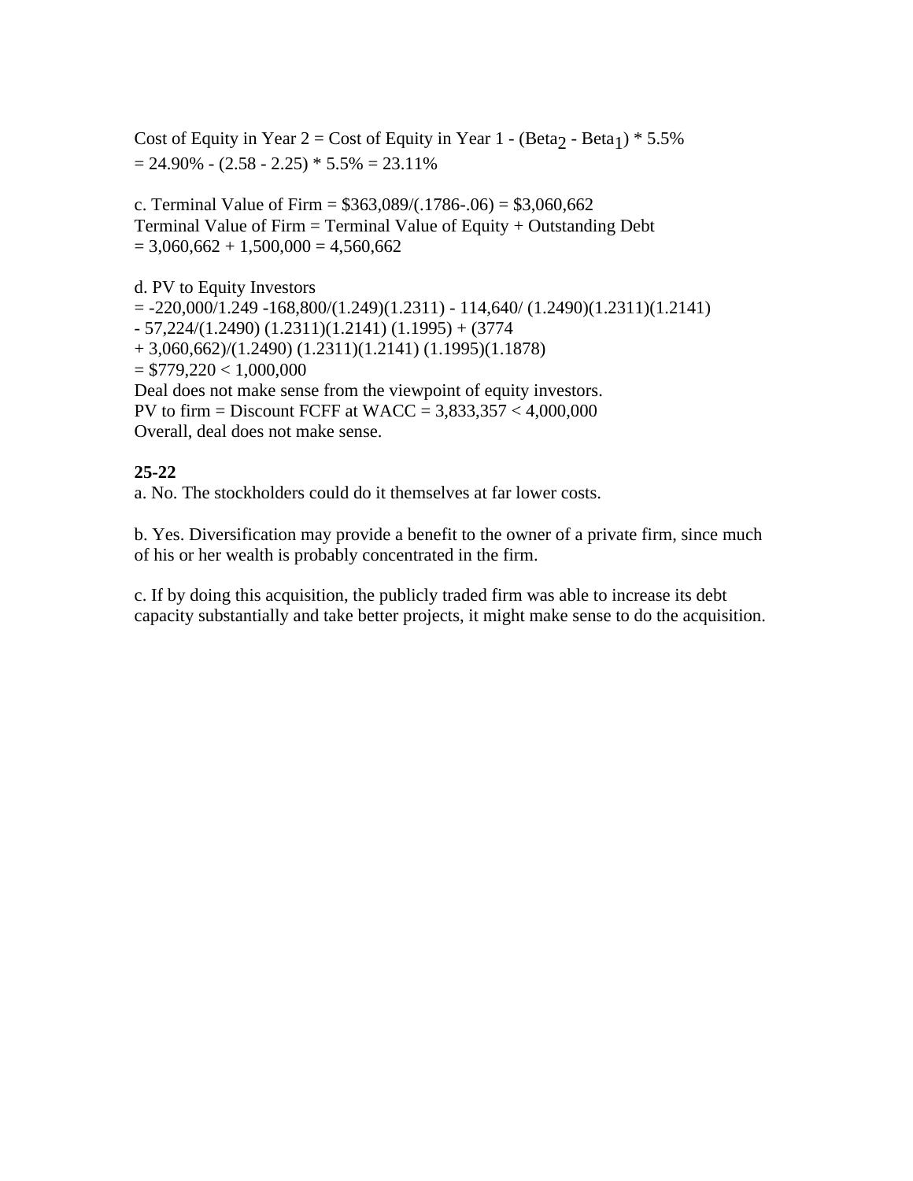Cost of Equity in Year 2 = Cost of Equity in Year 1 - ($Beta_2$ - $Beta_1$) * 5.5%
= 24.90% - (2.58 - 2.25) * 5.5% = 23.11%

c. Terminal Value of Firm = $363,089/(.1786-.06) = $3,060,662
Terminal Value of Firm = Terminal Value of Equity + Outstanding Debt
= 3,060,662 + 1,500,000 = 4,560,662

d. PV to Equity Investors
= -220,000/1.249 -168,800/(1.249)(1.2311) - 114,640/ (1.2490)(1.2311)(1.2141)
- 57,224/(1.2490) (1.2311)(1.2141) (1.1995) + (3774
+ 3,060,662)/(1.2490) (1.2311)(1.2141) (1.1995)(1.1878)
= $779,220 < 1,000,000
Deal does not make sense from the viewpoint of equity investors.
PV to firm = Discount FCFF at WACC = 3,833,357 < 4,000,000
Overall, deal does not make sense.

**25-22**
a. No. The stockholders could do it themselves at far lower costs.

b. Yes. Diversification may provide a benefit to the owner of a private firm, since much of his or her wealth is probably concentrated in the firm.

c. If by doing this acquisition, the publicly traded firm was able to increase its debt capacity substantially and take better projects, it might make sense to do the acquisition.